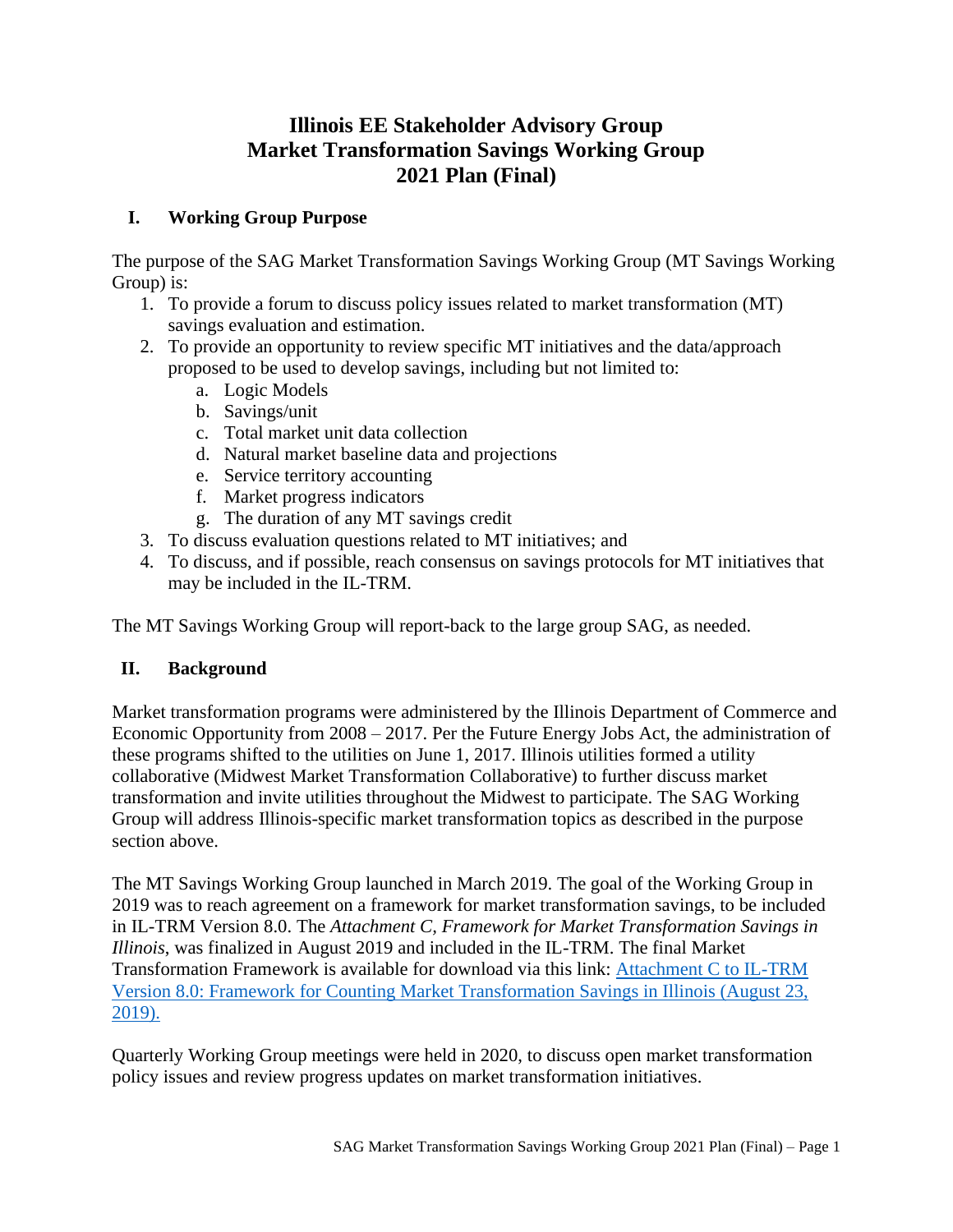# Illinois EE Stakeholder Advisory Group
# Market Transformation Savings Working Group
# 2021 Plan (Final)

## I. Working Group Purpose

The purpose of the SAG Market Transformation Savings Working Group (MT Savings Working Group) is:

1. To provide a forum to discuss policy issues related to market transformation (MT) savings evaluation and estimation.
2. To provide an opportunity to review specific MT initiatives and the data/approach proposed to be used to develop savings, including but not limited to:
   a. Logic Models
   b. Savings/unit
   c. Total market unit data collection
   d. Natural market baseline data and projections
   e. Service territory accounting
   f. Market progress indicators
   g. The duration of any MT savings credit
3. To discuss evaluation questions related to MT initiatives; and
4. To discuss, and if possible, reach consensus on savings protocols for MT initiatives that may be included in the IL-TRM.

The MT Savings Working Group will report-back to the large group SAG, as needed.

## II. Background

Market transformation programs were administered by the Illinois Department of Commerce and Economic Opportunity from 2008 – 2017. Per the Future Energy Jobs Act, the administration of these programs shifted to the utilities on June 1, 2017. Illinois utilities formed a utility collaborative (Midwest Market Transformation Collaborative) to further discuss market transformation and invite utilities throughout the Midwest to participate. The SAG Working Group will address Illinois-specific market transformation topics as described in the purpose section above.

The MT Savings Working Group launched in March 2019. The goal of the Working Group in 2019 was to reach agreement on a framework for market transformation savings, to be included in IL-TRM Version 8.0. The *Attachment C, Framework for Market Transformation Savings in Illinois*, was finalized in August 2019 and included in the IL-TRM. The final Market Transformation Framework is available for download via this link: Attachment C to IL-TRM Version 8.0: Framework for Counting Market Transformation Savings in Illinois (August 23, 2019).

Quarterly Working Group meetings were held in 2020, to discuss open market transformation policy issues and review progress updates on market transformation initiatives.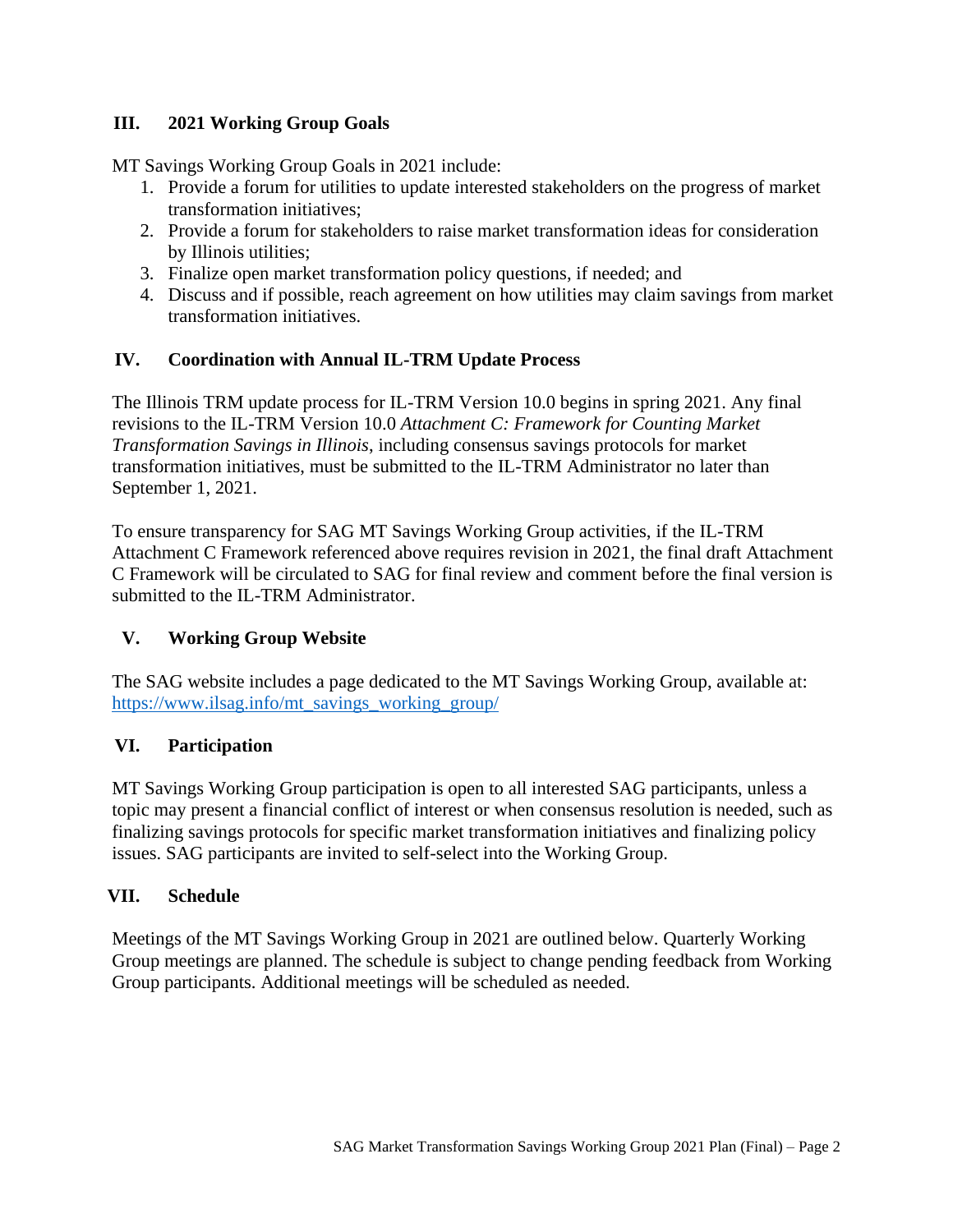## III. 2021 Working Group Goals

MT Savings Working Group Goals in 2021 include:

1. Provide a forum for utilities to update interested stakeholders on the progress of market transformation initiatives;
2. Provide a forum for stakeholders to raise market transformation ideas for consideration by Illinois utilities;
3. Finalize open market transformation policy questions, if needed; and
4. Discuss and if possible, reach agreement on how utilities may claim savings from market transformation initiatives.

## IV. Coordination with Annual IL-TRM Update Process

The Illinois TRM update process for IL-TRM Version 10.0 begins in spring 2021. Any final revisions to the IL-TRM Version 10.0 *Attachment C: Framework for Counting Market Transformation Savings in Illinois*, including consensus savings protocols for market transformation initiatives, must be submitted to the IL-TRM Administrator no later than September 1, 2021.

To ensure transparency for SAG MT Savings Working Group activities, if the IL-TRM Attachment C Framework referenced above requires revision in 2021, the final draft Attachment C Framework will be circulated to SAG for final review and comment before the final version is submitted to the IL-TRM Administrator.

## V. Working Group Website

The SAG website includes a page dedicated to the MT Savings Working Group, available at: [https://www.ilsag.info/mt_savings_working_group/](https://www.ilsag.info/mt_savings_working_group/)

## VI. Participation

MT Savings Working Group participation is open to all interested SAG participants, unless a topic may present a financial conflict of interest or when consensus resolution is needed, such as finalizing savings protocols for specific market transformation initiatives and finalizing policy issues. SAG participants are invited to self-select into the Working Group.

## VII. Schedule

Meetings of the MT Savings Working Group in 2021 are outlined below. Quarterly Working Group meetings are planned. The schedule is subject to change pending feedback from Working Group participants. Additional meetings will be scheduled as needed.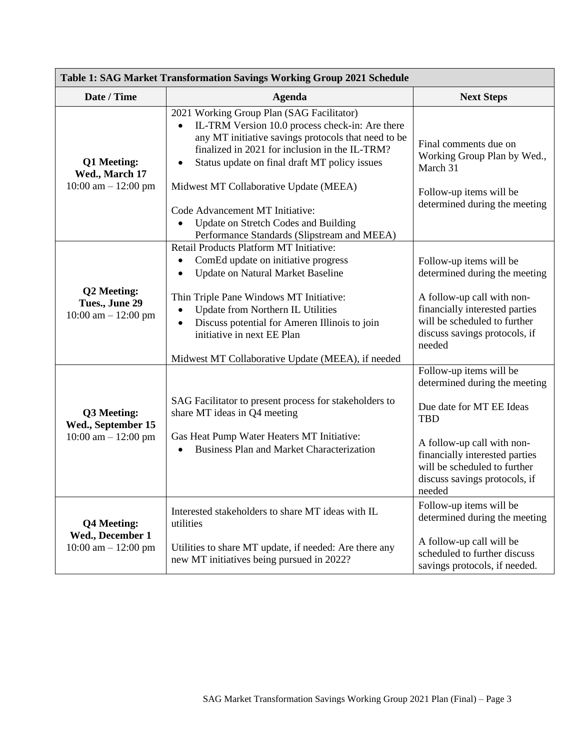| Table 1: SAG Market Transformation Savings Working Group 2021 Schedule | | |
|---|---|---|
| **Date / Time** | **Agenda** | **Next Steps** |
| **Q1 Meeting: Wed., March 17** 10:00 am – 12:00 pm | 2021 Working Group Plan (SAG Facilitator)<br>• IL-TRM Version 10.0 process check-in: Are there any MT initiative savings protocols that need to be finalized in 2021 for inclusion in the IL-TRM?<br>• Status update on final draft MT policy issues<br><br>Midwest MT Collaborative Update (MEEA)<br><br>Code Advancement MT Initiative:<br>• Update on Stretch Codes and Building Performance Standards (Slipstream and MEEA) | Final comments due on Working Group Plan by Wed., March 31<br><br>Follow-up items will be determined during the meeting |
| **Q2 Meeting: Tues., June 29** 10:00 am – 12:00 pm | Retail Products Platform MT Initiative:<br>• ComEd update on initiative progress<br>• Update on Natural Market Baseline<br><br>Thin Triple Pane Windows MT Initiative:<br>• Update from Northern IL Utilities<br>• Discuss potential for Ameren Illinois to join initiative in next EE Plan<br><br>Midwest MT Collaborative Update (MEEA), if needed | Follow-up items will be determined during the meeting<br><br>A follow-up call with non-financially interested parties will be scheduled to further discuss savings protocols, if needed |
| **Q3 Meeting: Wed., September 15** 10:00 am – 12:00 pm | SAG Facilitator to present process for stakeholders to share MT ideas in Q4 meeting<br><br>Gas Heat Pump Water Heaters MT Initiative:<br>• Business Plan and Market Characterization | Follow-up items will be determined during the meeting<br><br>Due date for MT EE Ideas TBD<br><br>A follow-up call with non-financially interested parties will be scheduled to further discuss savings protocols, if needed |
| **Q4 Meeting: Wed., December 1** 10:00 am – 12:00 pm | Interested stakeholders to share MT ideas with IL utilities<br><br>Utilities to share MT update, if needed: Are there any new MT initiatives being pursued in 2022? | Follow-up items will be determined during the meeting<br><br>A follow-up call will be scheduled to further discuss savings protocols, if needed. |